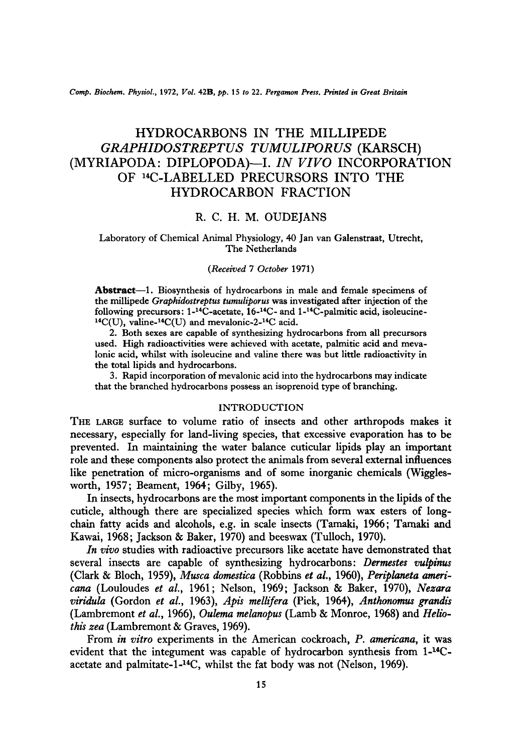# HYDROCARBONS IN THE MILLIPEDE *GRAPHIDOSTREPTUS TUMULIPORUS* (KARSCH) (MYRIAPODA: DIPLOPODA)—I. *IN VIVO* INCORPORATION OF $^{14}$C-LABELLED PRECURSORS INTO THE HYDROCARBON FRACTION

R. C. H. M. OUDEJANS

Laboratory of Chemical Animal Physiology, 40 Jan van Galenstraat, Utrecht, The Netherlands

*(Received 7 October 1971)*

**Abstract**—1. Biosynthesis of hydrocarbons in male and female specimens of the millipede *Graphidostreptus tumuliporus* was investigated after injection of the following precursors: 1-$^{14}$C-acetate, 16-$^{14}$C- and 1-$^{14}$C-palmitic acid, isoleucine-$^{14}$C(U), valine-$^{14}$C(U) and mevalonic-2-$^{14}$C acid.

2. Both sexes are capable of synthesizing hydrocarbons from all precursors used. High radioactivities were achieved with acetate, palmitic acid and mevalonic acid, whilst with isoleucine and valine there was but little radioactivity in the total lipids and hydrocarbons.

3. Rapid incorporation of mevalonic acid into the hydrocarbons may indicate that the branched hydrocarbons possess an isoprenoid type of branching.

## INTRODUCTION

THE LARGE surface to volume ratio of insects and other arthropods makes it necessary, especially for land-living species, that excessive evaporation has to be prevented. In maintaining the water balance cuticular lipids play an important role and these components also protect the animals from several external influences like penetration of micro-organisms and of some inorganic chemicals (Wigglesworth, 1957; Beament, 1964; Gilby, 1965).

In insects, hydrocarbons are the most important components in the lipids of the cuticle, although there are specialized species which form wax esters of long-chain fatty acids and alcohols, e.g. in scale insects (Tamaki, 1966; Tamaki and Kawai, 1968; Jackson & Baker, 1970) and beeswax (Tulloch, 1970).

*In vivo* studies with radioactive precursors like acetate have demonstrated that several insects are capable of synthesizing hydrocarbons: *Dermestes vulpinus* (Clark & Bloch, 1959), *Musca domestica* (Robbins *et al.*, 1960), *Periplaneta americana* (Louloudes *et al.*, 1961; Nelson, 1969; Jackson & Baker, 1970), *Nezara viridula* (Gordon *et al.*, 1963), *Apis mellifera* (Piek, 1964), *Anthonomus grandis* (Lambremont *et al.*, 1966), *Oulema melanopus* (Lamb & Monroe, 1968) and *Heliothis zea* (Lambremont & Graves, 1969).

From *in vitro* experiments in the American cockroach, *P. americana*, it was evident that the integument was capable of hydrocarbon synthesis from 1-$^{14}$C-acetate and palmitate-1-$^{14}$C, whilst the fat body was not (Nelson, 1969).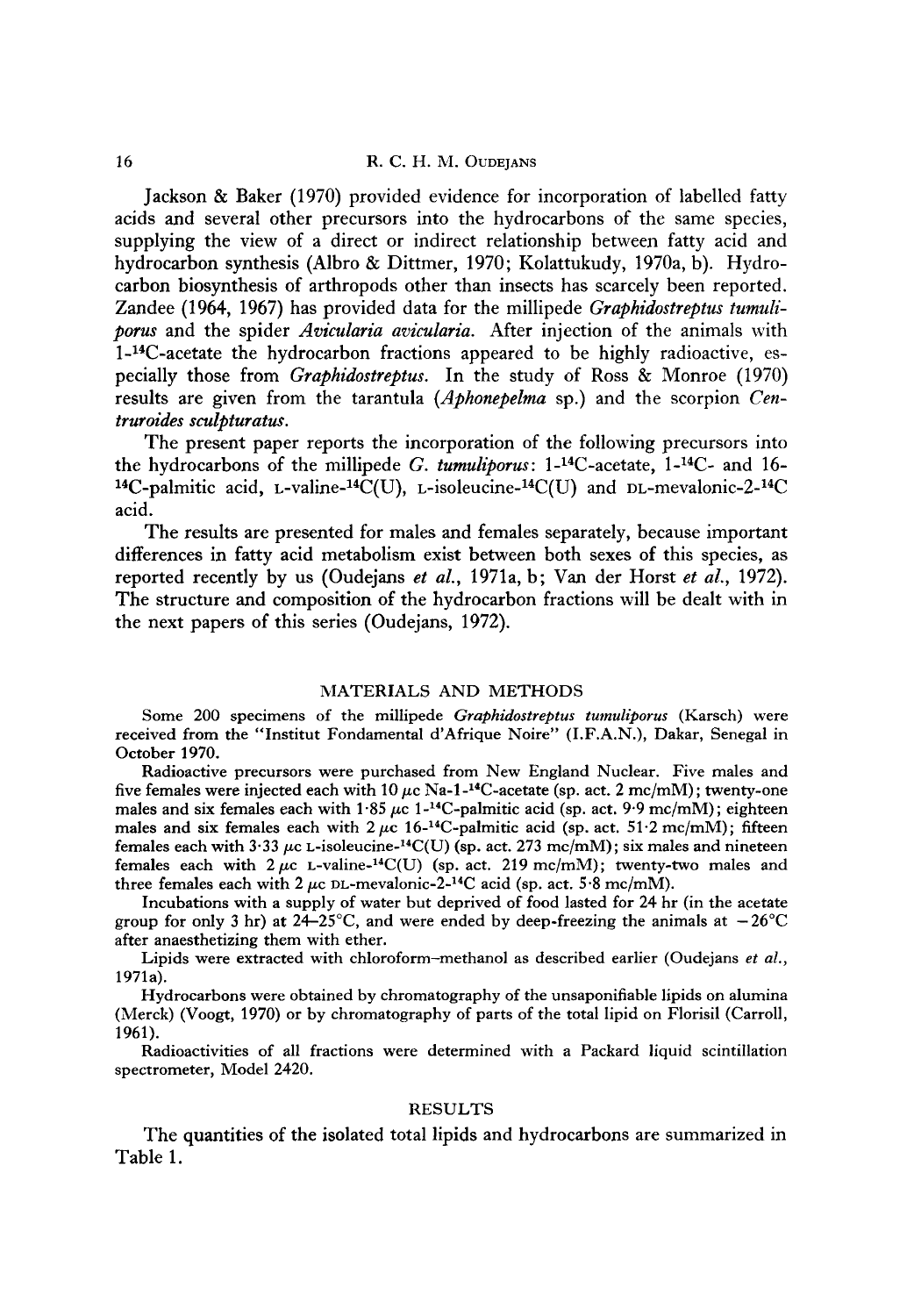Jackson & Baker (1970) provided evidence for incorporation of labelled fatty acids and several other precursors into the hydrocarbons of the same species, supplying the view of a direct or indirect relationship between fatty acid and hydrocarbon synthesis (Albro & Dittmer, 1970; Kolattukudy, 1970a, b). Hydrocarbon biosynthesis of arthropods other than insects has scarcely been reported. Zandee (1964, 1967) has provided data for the millipede *Graphidostreptus tumuliporus* and the spider *Avicularia avicularia*. After injection of the animals with 1-$^{14}$C-acetate the hydrocarbon fractions appeared to be highly radioactive, especially those from *Graphidostreptus*. In the study of Ross & Monroe (1970) results are given from the tarantula (*Aphonepelma* sp.) and the scorpion *Centruroides sculpturatus*.

The present paper reports the incorporation of the following precursors into the hydrocarbons of the millipede *G. tumuliporus*: 1-$^{14}$C-acetate, 1-$^{14}$C- and 16-$^{14}$C-palmitic acid, L-valine-$^{14}$C(U), L-isoleucine-$^{14}$C(U) and DL-mevalonic-2-$^{14}$C acid.

The results are presented for males and females separately, because important differences in fatty acid metabolism exist between both sexes of this species, as reported recently by us (Oudejans *et al.*, 1971a, b; Van der Horst *et al.*, 1972). The structure and composition of the hydrocarbon fractions will be dealt with in the next papers of this series (Oudejans, 1972).

## MATERIALS AND METHODS

Some 200 specimens of the millipede *Graphidostreptus tumuliporus* (Karsch) were received from the "Institut Fondamental d'Afrique Noire" (I.F.A.N.), Dakar, Senegal in October 1970.

Radioactive precursors were purchased from New England Nuclear. Five males and five females were injected each with 10 $\mu$c Na-1-$^{14}$C-acetate (sp. act. 2 mc/mM); twenty-one males and six females each with 1·85 $\mu$c 1-$^{14}$C-palmitic acid (sp. act. 9·9 mc/mM); eighteen males and six females each with 2 $\mu$c 16-$^{14}$C-palmitic acid (sp. act. 51·2 mc/mM); fifteen females each with 3·33 $\mu$c L-isoleucine-$^{14}$C(U) (sp. act. 273 mc/mM); six males and nineteen females each with 2 $\mu$c L-valine-$^{14}$C(U) (sp. act. 219 mc/mM); twenty-two males and three females each with 2 $\mu$c DL-mevalonic-2-$^{14}$C acid (sp. act. 5·8 mc/mM).

Incubations with a supply of water but deprived of food lasted for 24 hr (in the acetate group for only 3 hr) at 24–25°C, and were ended by deep-freezing the animals at $-26$°C after anaesthetizing them with ether.

Lipids were extracted with chloroform–methanol as described earlier (Oudejans *et al.*, 1971a).

Hydrocarbons were obtained by chromatography of the unsaponifiable lipids on alumina (Merck) (Voogt, 1970) or by chromatography of parts of the total lipid on Florisil (Carroll, 1961).

Radioactivities of all fractions were determined with a Packard liquid scintillation spectrometer, Model 2420.

## RESULTS

The quantities of the isolated total lipids and hydrocarbons are summarized in Table 1.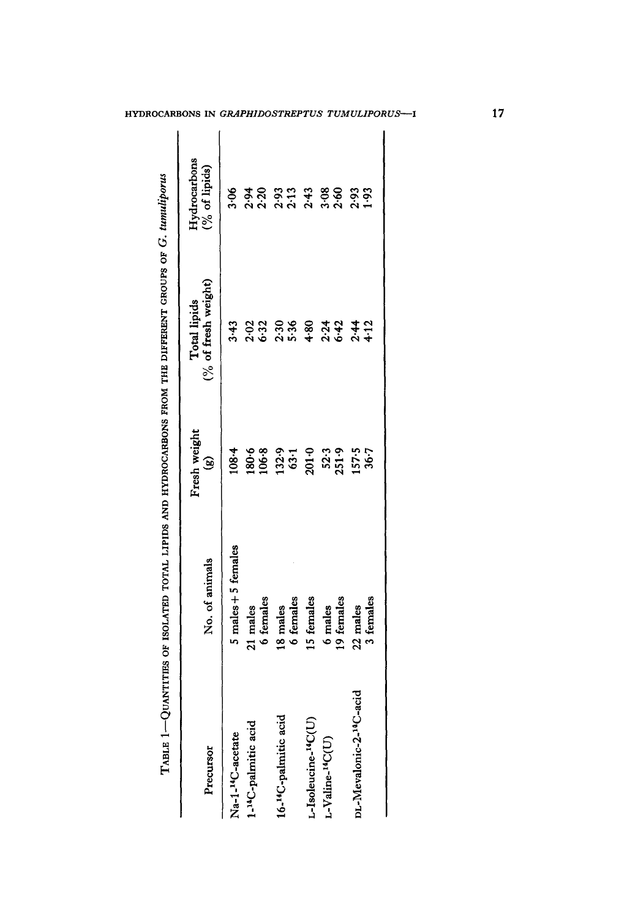TABLE 1—QUANTITIES OF ISOLATED TOTAL LIPIDS AND HYDROCARBONS FROM THE DIFFERENT GROUPS OF *G. tumuliporus*

| Precursor | No. of animals | Fresh weight (g) | Total lipids (% of fresh weight) | Hydrocarbons (% of lipids) |
|---|---|---|---|---|
| Na-1-$^{14}$C-acetate | 5 males + 5 females | 108·4 | 3·43 | 3·06 |
| 1-$^{14}$C-palmitic acid | 21 males | 180·6 | 2·02 | 2·94 |
| | 6 females | 106·8 | 6·32 | 2·20 |
| 16-$^{14}$C-palmitic acid | 18 males | 132·9 | 2·30 | 2·93 |
| | 6 females | 63·1 | 5·36 | 2·13 |
| L-Isoleucine-$^{14}$C(U) | 15 females | 201·0 | 4·80 | 2·43 |
| L-Valine-$^{14}$C(U) | 6 males | 52·3 | 2·24 | 3·08 |
| | 19 females | 251·9 | 6·42 | 2·60 |
| DL-Mevalonic-2-$^{14}$C-acid | 22 males | 157·5 | 2·44 | 2·93 |
| | 3 females | 36·7 | 4·12 | 1·93 |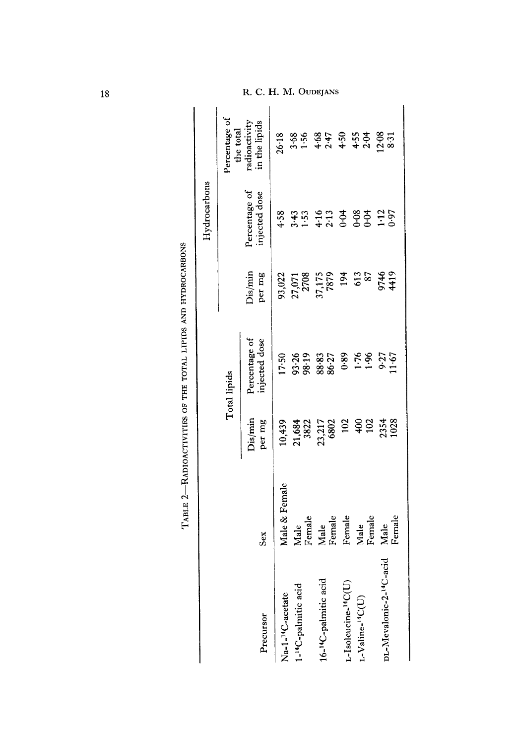TABLE 2—RADIOACTIVITIES OF THE TOTAL LIPIDS AND HYDROCARBONS

| Precursor | Sex | Total lipids | | Hydrocarbons | | |
|---|---|---|---|---|---|---|
| | | Dis/min per mg | Percentage of injected dose | Dis/min per mg | Percentage of injected dose | Percentage of the total radioactivity in the lipids |
| Na-1-$^{14}$C-acetate | Male & Female | 10,439 | 17·50 | 93,022 | 4·58 | 26·18 |
| 1-$^{14}$C-palmitic acid | Male | 21,684 | 93·26 | 27,071 | 3·43 | 3·68 |
| | Female | 3822 | 98·19 | 2708 | 1·53 | 1·56 |
| 16-$^{14}$C-palmitic acid | Male | 23,217 | 88·83 | 37,175 | 4·16 | 4·68 |
| | Female | 6802 | 86·27 | 7879 | 2·13 | 2·47 |
| L-Isoleucine-$^{14}$C(U) | Female | 102 | 0·89 | 194 | 0·04 | 4·50 |
| L-Valine-$^{14}$C(U) | Male | 400 | 1·76 | 613 | 0·08 | 4·55 |
| | Female | 102 | 1·96 | 87 | 0·04 | 2·04 |
| DL-Mevalonic-2-$^{14}$C-acid | Male | 2354 | 9·27 | 9746 | 1·12 | 12·08 |
| | Female | 1028 | 11·67 | 4419 | 0·97 | 8·31 |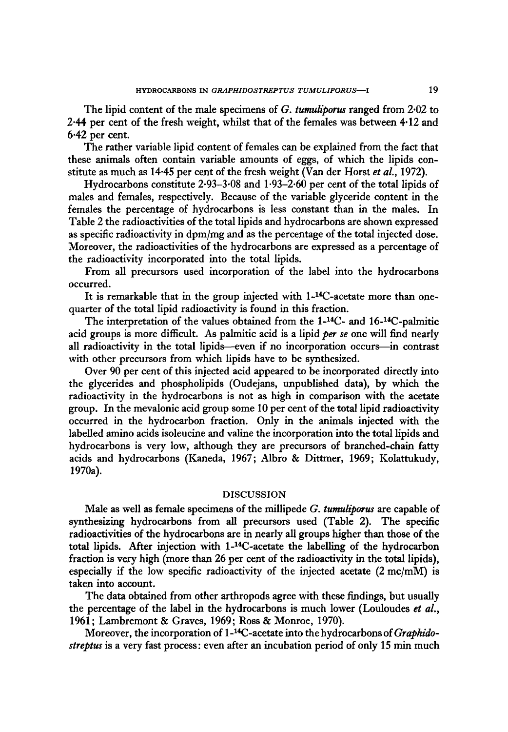The lipid content of the male specimens of *G. tumuliporus* ranged from 2·02 to 2·44 per cent of the fresh weight, whilst that of the females was between 4·12 and 6·42 per cent.

The rather variable lipid content of females can be explained from the fact that these animals often contain variable amounts of eggs, of which the lipids constitute as much as 14·45 per cent of the fresh weight (Van der Horst *et al.*, 1972).

Hydrocarbons constitute 2·93–3·08 and 1·93–2·60 per cent of the total lipids of males and females, respectively. Because of the variable glyceride content in the females the percentage of hydrocarbons is less constant than in the males. In Table 2 the radioactivities of the total lipids and hydrocarbons are shown expressed as specific radioactivity in dpm/mg and as the percentage of the total injected dose. Moreover, the radioactivities of the hydrocarbons are expressed as a percentage of the radioactivity incorporated into the total lipids.

From all precursors used incorporation of the label into the hydrocarbons occurred.

It is remarkable that in the group injected with 1-$^{14}$C-acetate more than one-quarter of the total lipid radioactivity is found in this fraction.

The interpretation of the values obtained from the 1-$^{14}$C- and 16-$^{14}$C-palmitic acid groups is more difficult. As palmitic acid is a lipid *per se* one will find nearly all radioactivity in the total lipids—even if no incorporation occurs—in contrast with other precursors from which lipids have to be synthesized.

Over 90 per cent of this injected acid appeared to be incorporated directly into the glycerides and phospholipids (Oudejans, unpublished data), by which the radioactivity in the hydrocarbons is not as high in comparison with the acetate group. In the mevalonic acid group some 10 per cent of the total lipid radioactivity occurred in the hydrocarbon fraction. Only in the animals injected with the labelled amino acids isoleucine and valine the incorporation into the total lipids and hydrocarbons is very low, although they are precursors of branched-chain fatty acids and hydrocarbons (Kaneda, 1967; Albro & Dittmer, 1969; Kolattukudy, 1970a).

## DISCUSSION

Male as well as female specimens of the millipede *G. tumuliporus* are capable of synthesizing hydrocarbons from all precursors used (Table 2). The specific radioactivities of the hydrocarbons are in nearly all groups higher than those of the total lipids. After injection with 1-$^{14}$C-acetate the labelling of the hydrocarbon fraction is very high (more than 26 per cent of the radioactivity in the total lipids), especially if the low specific radioactivity of the injected acetate (2 mc/mM) is taken into account.

The data obtained from other arthropods agree with these findings, but usually the percentage of the label in the hydrocarbons is much lower (Louloudes *et al.*, 1961; Lambremont & Graves, 1969; Ross & Monroe, 1970).

Moreover, the incorporation of 1-$^{14}$C-acetate into the hydrocarbons of *Graphidostreptus* is a very fast process: even after an incubation period of only 15 min much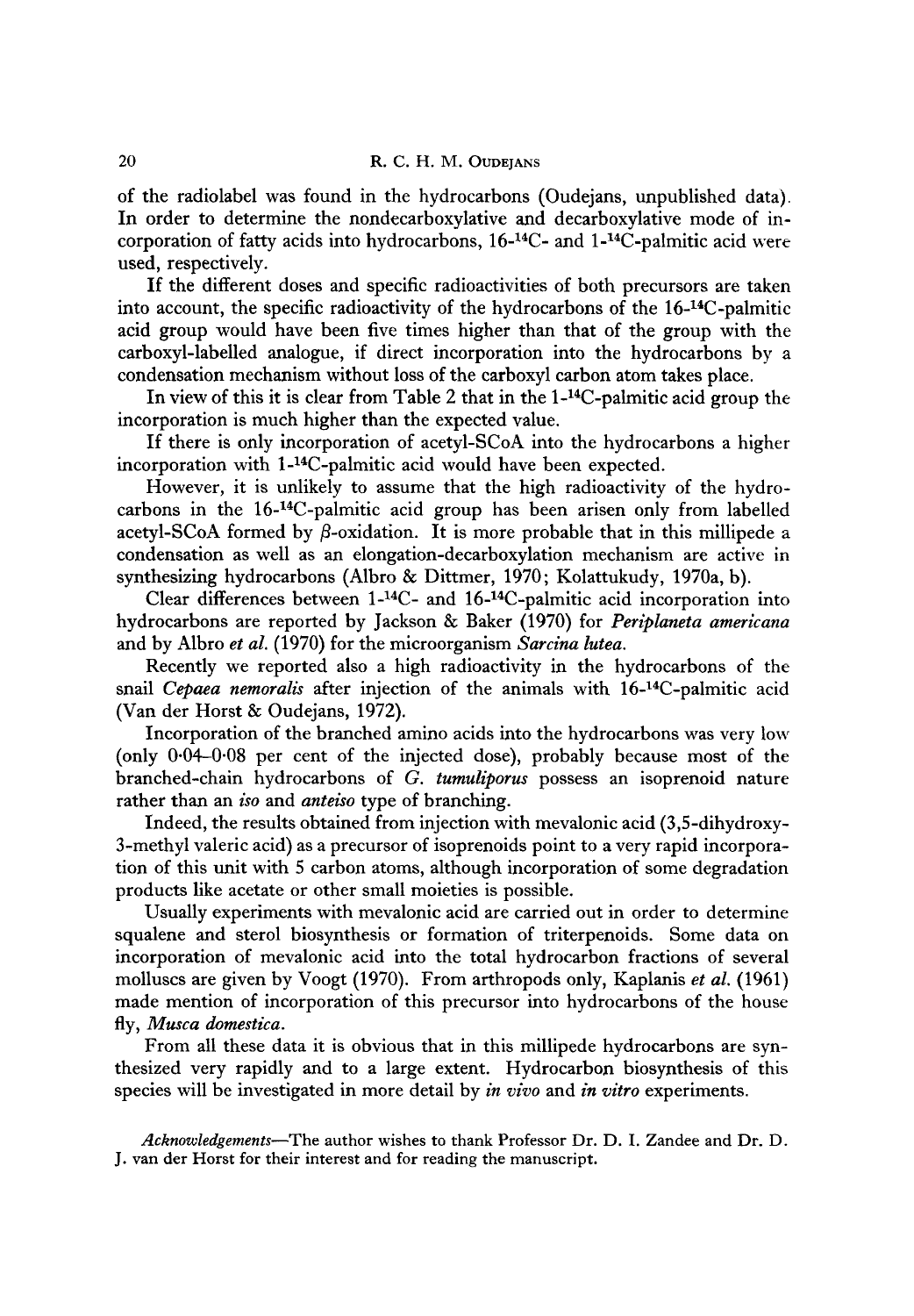of the radiolabel was found in the hydrocarbons (Oudejans, unpublished data). In order to determine the nondecarboxylative and decarboxylative mode of incorporation of fatty acids into hydrocarbons, 16-$^{14}$C- and 1-$^{14}$C-palmitic acid were used, respectively.

If the different doses and specific radioactivities of both precursors are taken into account, the specific radioactivity of the hydrocarbons of the 16-$^{14}$C-palmitic acid group would have been five times higher than that of the group with the carboxyl-labelled analogue, if direct incorporation into the hydrocarbons by a condensation mechanism without loss of the carboxyl carbon atom takes place.

In view of this it is clear from Table 2 that in the 1-$^{14}$C-palmitic acid group the incorporation is much higher than the expected value.

If there is only incorporation of acetyl-SCoA into the hydrocarbons a higher incorporation with 1-$^{14}$C-palmitic acid would have been expected.

However, it is unlikely to assume that the high radioactivity of the hydrocarbons in the 16-$^{14}$C-palmitic acid group has been arisen only from labelled acetyl-SCoA formed by $\beta$-oxidation. It is more probable that in this millipede a condensation as well as an elongation-decarboxylation mechanism are active in synthesizing hydrocarbons (Albro & Dittmer, 1970; Kolattukudy, 1970a, b).

Clear differences between 1-$^{14}$C- and 16-$^{14}$C-palmitic acid incorporation into hydrocarbons are reported by Jackson & Baker (1970) for *Periplaneta americana* and by Albro *et al.* (1970) for the microorganism *Sarcina lutea*.

Recently we reported also a high radioactivity in the hydrocarbons of the snail *Cepaea nemoralis* after injection of the animals with 16-$^{14}$C-palmitic acid (Van der Horst & Oudejans, 1972).

Incorporation of the branched amino acids into the hydrocarbons was very low (only 0·04–0·08 per cent of the injected dose), probably because most of the branched-chain hydrocarbons of *G. tumuliporus* possess an isoprenoid nature rather than an *iso* and *anteiso* type of branching.

Indeed, the results obtained from injection with mevalonic acid (3,5-dihydroxy-3-methyl valeric acid) as a precursor of isoprenoids point to a very rapid incorporation of this unit with 5 carbon atoms, although incorporation of some degradation products like acetate or other small moieties is possible.

Usually experiments with mevalonic acid are carried out in order to determine squalene and sterol biosynthesis or formation of triterpenoids. Some data on incorporation of mevalonic acid into the total hydrocarbon fractions of several molluscs are given by Voogt (1970). From arthropods only, Kaplanis *et al.* (1961) made mention of incorporation of this precursor into hydrocarbons of the house fly, *Musca domestica*.

From all these data it is obvious that in this millipede hydrocarbons are synthesized very rapidly and to a large extent. Hydrocarbon biosynthesis of this species will be investigated in more detail by *in vivo* and *in vitro* experiments.

*Acknowledgements*—The author wishes to thank Professor Dr. D. I. Zandee and Dr. D. J. van der Horst for their interest and for reading the manuscript.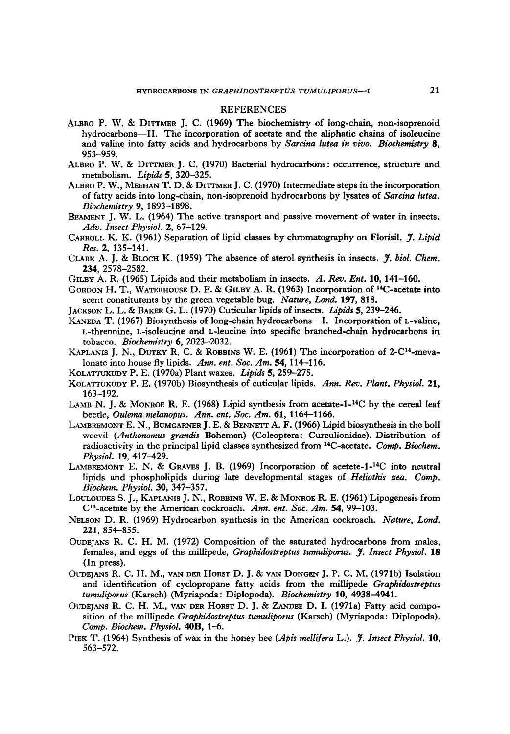## REFERENCES

ALBRO P. W. & DITTMER J. C. (1969) The biochemistry of long-chain, non-isoprenoid hydrocarbons—II. The incorporation of acetate and the aliphatic chains of isoleucine and valine into fatty acids and hydrocarbons by *Sarcina lutea in vivo*. *Biochemistry* **8**, 953–959.

ALBRO P. W. & DITTMER J. C. (1970) Bacterial hydrocarbons: occurrence, structure and metabolism. *Lipids* **5**, 320–325.

ALBRO P. W., MEEHAN T. D. & DITTMER J. C. (1970) Intermediate steps in the incorporation of fatty acids into long-chain, non-isoprenoid hydrocarbons by lysates of *Sarcina lutea*. *Biochemistry* **9**, 1893–1898.

BEAMENT J. W. L. (1964) The active transport and passive movement of water in insects. *Adv. Insect Physiol.* **2**, 67–129.

CARROLL K. K. (1961) Separation of lipid classes by chromatography on Florisil. *J. Lipid Res.* **2**, 135–141.

CLARK A. J. & BLOCH K. (1959) The absence of sterol synthesis in insects. *J. biol. Chem.* **234**, 2578–2582.

GILBY A. R. (1965) Lipids and their metabolism in insects. *A. Rev. Ent.* **10**, 141–160.

GORDON H. T., WATERHOUSE D. F. & GILBY A. R. (1963) Incorporation of $^{14}$C-acetate into scent constitutents by the green vegetable bug. *Nature, Lond.* **197**, 818.

JACKSON L. L. & BAKER G. L. (1970) Cuticular lipids of insects. *Lipids* **5**, 239–246.

KANEDA T. (1967) Biosynthesis of long-chain hydrocarbons—I. Incorporation of L-valine, L-threonine, L-isoleucine and L-leucine into specific branched-chain hydrocarbons in tobacco. *Biochemistry* **6**, 2023–2032.

KAPLANIS J. N., DUTKY R. C. & ROBBINS W. E. (1961) The incorporation of 2-C$^{14}$-mevalonate into house fly lipids. *Ann. ent. Soc. Am.* **54**, 114–116.

KOLATTUKUDY P. E. (1970a) Plant waxes. *Lipids* **5**, 259–275.

KOLATTUKUDY P. E. (1970b) Biosynthesis of cuticular lipids. *Ann. Rev. Plant. Physiol.* **21**, 163–192.

LAMB N. J. & MONROE R. E. (1968) Lipid synthesis from acetate-1-$^{14}$C by the cereal leaf beetle, *Oulema melanopus*. *Ann. ent. Soc. Am.* **61**, 1164–1166.

LAMBREMONT E. N., BUMGARNER J. E. & BENNETT A. F. (1966) Lipid biosynthesis in the boll weevil (*Anthonomus grandis* Boheman) (Coleoptera: Curculionidae). Distribution of radioactivity in the principal lipid classes synthesized from $^{14}$C-acetate. *Comp. Biochem. Physiol.* **19**, 417–429.

LAMBREMONT E. N. & GRAVES J. B. (1969) Incorporation of acetete-1-$^{14}$C into neutral lipids and phospholipids during late developmental stages of *Heliothis zea*. *Comp. Biochem. Physiol.* **30**, 347–357.

LOULOUDES S. J., KAPLANIS J. N., ROBBINS W. E. & MONROE R. E. (1961) Lipogenesis from C$^{14}$-acetate by the American cockroach. *Ann. ent. Soc. Am.* **54**, 99–103.

NELSON D. R. (1969) Hydrocarbon synthesis in the American cockroach. *Nature, Lond.* **221**, 854–855.

OUDEJANS R. C. H. M. (1972) Composition of the saturated hydrocarbons from males, females, and eggs of the millipede, *Graphidostreptus tumuliporus*. *J. Insect Physiol.* **18** (In press).

OUDEJANS R. C. H. M., VAN DER HORST D. J. & VAN DONGEN J. P. C. M. (1971b) Isolation and identification of cyclopropane fatty acids from the millipede *Graphidostreptus tumuliporus* (Karsch) (Myriapoda: Diplopoda). *Biochemistry* **10**, 4938–4941.

OUDEJANS R. C. H. M., VAN DER HORST D. J. & ZANDEE D. I. (1971a) Fatty acid composition of the millipede *Graphidostreptus tumuliporus* (Karsch) (Myriapoda: Diplopoda). *Comp. Biochem. Physiol.* **40B**, 1–6.

PIEK T. (1964) Synthesis of wax in the honey bee (*Apis mellifera* L.). *J. Insect Physiol.* **10**, 563–572.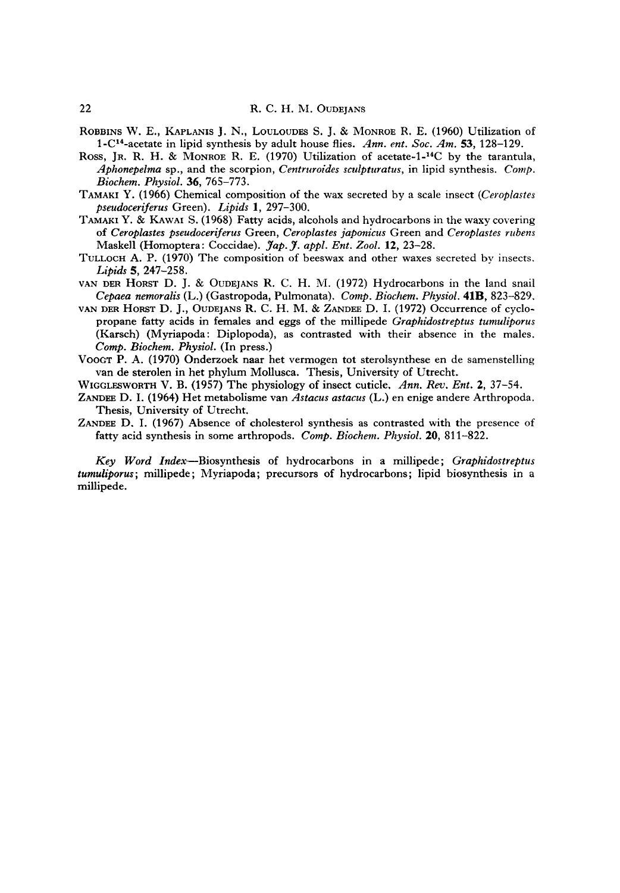ROBBINS W. E., KAPLANIS J. N., LOULOUDES S. J. & MONROE R. E. (1960) Utilization of 1-$C^{14}$-acetate in lipid synthesis by adult house flies. *Ann. ent. Soc. Am.* **53**, 128–129.

ROSS, JR. R. H. & MONROE R. E. (1970) Utilization of acetate-1-$^{14}C$ by the tarantula, *Aphonepelma* sp., and the scorpion, *Centruroides sculpturatus*, in lipid synthesis. *Comp. Biochem. Physiol.* **36**, 765–773.

TAMAKI Y. (1966) Chemical composition of the wax secreted by a scale insect (*Ceroplastes pseudoceriferus* Green). *Lipids* **1**, 297–300.

TAMAKI Y. & KAWAI S. (1968) Fatty acids, alcohols and hydrocarbons in the waxy covering of *Ceroplastes pseudoceriferus* Green, *Ceroplastes japonicus* Green and *Ceroplastes rubens* Maskell (Homoptera: Coccidae). *Jap. J. appl. Ent. Zool.* **12**, 23–28.

TULLOCH A. P. (1970) The composition of beeswax and other waxes secreted by insects. *Lipids* **5**, 247–258.

VAN DER HORST D. J. & OUDEJANS R. C. H. M. (1972) Hydrocarbons in the land snail *Cepaea nemoralis* (L.) (Gastropoda, Pulmonata). *Comp. Biochem. Physiol.* **41B**, 823–829.

VAN DER HORST D. J., OUDEJANS R. C. H. M. & ZANDEE D. I. (1972) Occurrence of cyclopropane fatty acids in females and eggs of the millipede *Graphidostreptus tumuliporus* (Karsch) (Myriapoda: Diplopoda), as contrasted with their absence in the males. *Comp. Biochem. Physiol.* (In press.)

VOOGT P. A. (1970) Onderzoek naar het vermogen tot sterolsynthese en de samenstelling van de sterolen in het phylum Mollusca. Thesis, University of Utrecht.

WIGGLESWORTH V. B. (1957) The physiology of insect cuticle. *Ann. Rev. Ent.* **2**, 37–54.

ZANDEE D. I. (1964) Het metabolisme van *Astacus astacus* (L.) en enige andere Arthropoda. Thesis, University of Utrecht.

ZANDEE D. I. (1967) Absence of cholesterol synthesis as contrasted with the presence of fatty acid synthesis in some arthropods. *Comp. Biochem. Physiol.* **20**, 811–822.

*Key Word Index*—Biosynthesis of hydrocarbons in a millipede; *Graphidostreptus tumuliporus*; millipede; Myriapoda; precursors of hydrocarbons; lipid biosynthesis in a millipede.